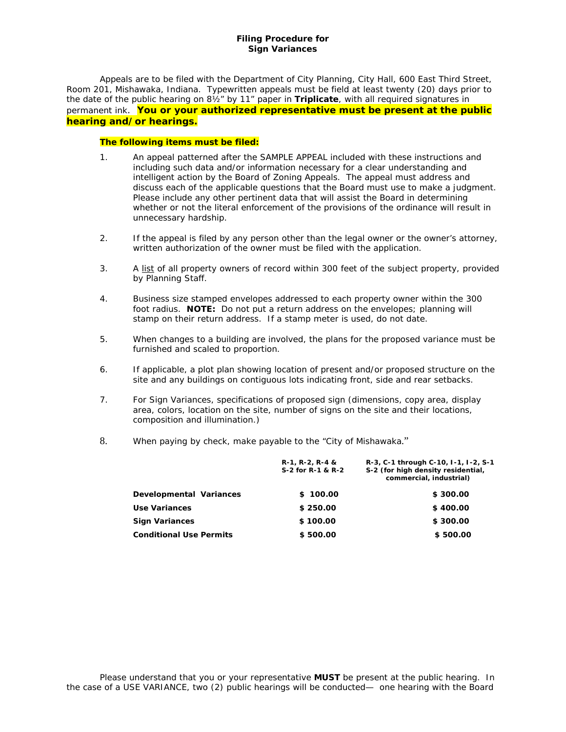**Filing Procedure for**
**Sign Variances**

Appeals are to be filed with the Department of City Planning, City Hall, 600 East Third Street, Room 201, Mishawaka, Indiana. Typewritten appeals must be field at least twenty (20) days prior to the date of the public hearing on 8½" by 11" paper in **Triplicate**, with all required signatures in permanent ink. **You or your authorized representative must be present at the public hearing and/or hearings.**

**The following items must be filed:**

1. An appeal patterned after the SAMPLE APPEAL included with these instructions and including such data and/or information necessary for a clear understanding and intelligent action by the Board of Zoning Appeals. The appeal must address and discuss each of the applicable questions that the Board must use to make a judgment. Please include any other pertinent data that will assist the Board in determining whether or not the literal enforcement of the provisions of the ordinance will result in unnecessary hardship.

2. If the appeal is filed by any person other than the legal owner or the owner's attorney, written authorization of the owner must be filed with the application.

3. A list of all property owners of record within 300 feet of the subject property, provided by Planning Staff.

4. Business size stamped envelopes addressed to each property owner within the 300 foot radius. **NOTE:** Do not put a return address on the envelopes; planning will stamp on their return address. If a stamp meter is used, do not date.

5. When changes to a building are involved, the plans for the proposed variance must be furnished and scaled to proportion.

6. If applicable, a plot plan showing location of present and/or proposed structure on the site and any buildings on contiguous lots indicating front, side and rear setbacks.

7. For Sign Variances, specifications of proposed sign (dimensions, copy area, display area, colors, location on the site, number of signs on the site and their locations, composition and illumination.)

8. When paying by check, make payable to the "City of Mishawaka."

| | **R-1, R-2, R-4 & S-2 for R-1 & R-2** | **R-3, C-1 through C-10, I-1, I-2, S-1 S-2 (for high density residential, commercial, industrial)** |
|---|---|---|
| **Developmental Variances** | **$ 100.00** | **$ 300.00** |
| **Use Variances** | **$ 250.00** | **$ 400.00** |
| **Sign Variances** | **$ 100.00** | **$ 300.00** |
| **Conditional Use Permits** | **$ 500.00** | **$ 500.00** |

Please understand that you or your representative **MUST** be present at the public hearing. In the case of a USE VARIANCE, two (2) public hearings will be conducted— one hearing with the Board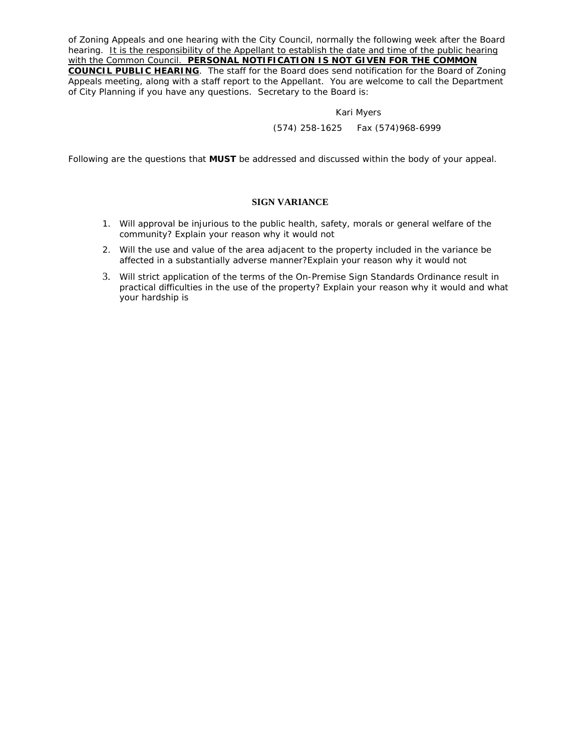of Zoning Appeals and one hearing with the City Council, normally the following week after the Board hearing. <u>It is the responsibility of the Appellant to establish the date and time of the public hearing with the Common Council.</u> <u>**PERSONAL NOTIFICATION IS NOT GIVEN FOR THE COMMON COUNCIL PUBLIC HEARING**</u>. The staff for the Board does send notification for the Board of Zoning Appeals meeting, along with a staff report to the Appellant. You are welcome to call the Department of City Planning if you have any questions. Secretary to the Board is:

Kari Myers

(574) 258-1625 Fax (574)968-6999

Following are the questions that **MUST** be addressed and discussed within the body of your appeal.

## SIGN VARIANCE

1. Will approval be injurious to the public health, safety, morals or general welfare of the community? Explain your reason why it would not
2. Will the use and value of the area adjacent to the property included in the variance be affected in a substantially adverse manner?Explain your reason why it would not
3. Will strict application of the terms of the On-Premise Sign Standards Ordinance result in practical difficulties in the use of the property? Explain your reason why it would and what your hardship is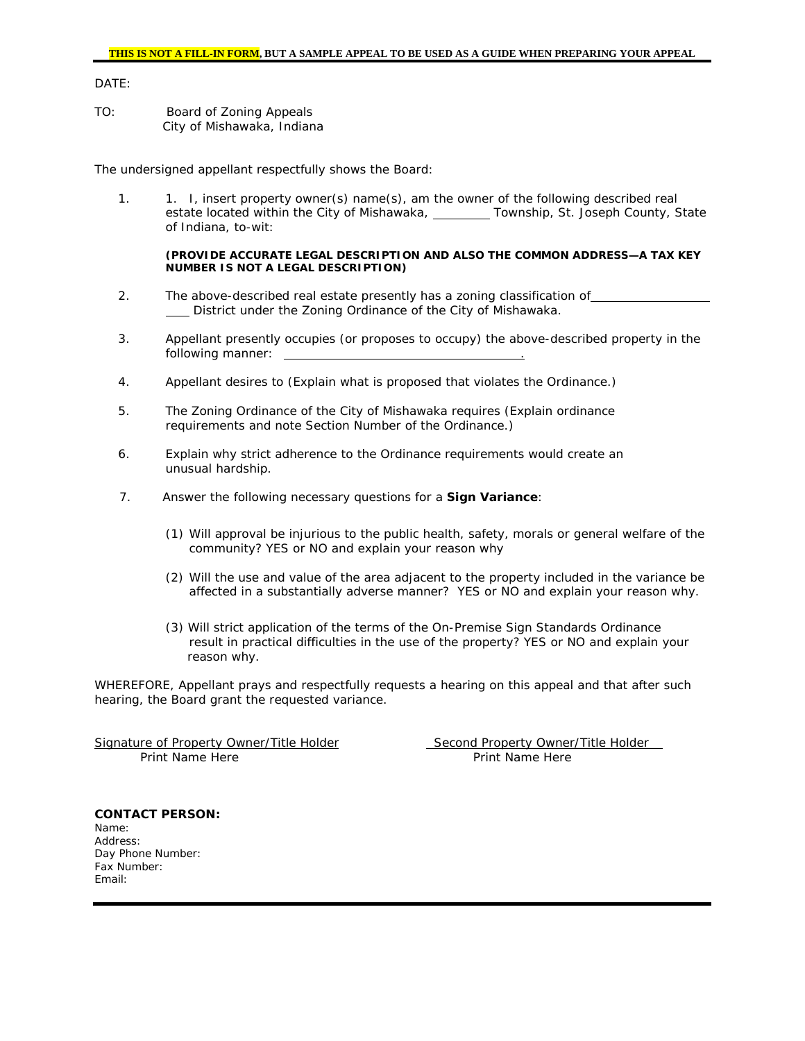**THIS IS NOT A FILL-IN FORM, BUT A SAMPLE APPEAL TO BE USED AS A GUIDE WHEN PREPARING YOUR APPEAL**

DATE:

TO: Board of Zoning Appeals
City of Mishawaka, Indiana

The undersigned appellant respectfully shows the Board:

1. 1. I, insert property owner(s) name(s), am the owner of the following described real estate located within the City of Mishawaka, ________ Township, St. Joseph County, State of Indiana, to-wit:

   **(PROVIDE ACCURATE LEGAL DESCRIPTION AND ALSO THE COMMON ADDRESS—A TAX KEY NUMBER IS NOT A LEGAL DESCRIPTION)**

2. The above-described real estate presently has a zoning classification of __________________ ____ District under the Zoning Ordinance of the City of Mishawaka.

3. Appellant presently occupies (or proposes to occupy) the above-described property in the following manner: ____________________________________.

4. Appellant desires to (Explain what is proposed that violates the Ordinance.)

5. The Zoning Ordinance of the City of Mishawaka requires (Explain ordinance requirements and note Section Number of the Ordinance.)

6. Explain why strict adherence to the Ordinance requirements would create an unusual hardship.

7. Answer the following necessary questions for a **Sign Variance**:

   (1) Will approval be injurious to the public health, safety, morals or general welfare of the community? YES or NO and explain your reason why

   (2) Will the use and value of the area adjacent to the property included in the variance be affected in a substantially adverse manner? YES or NO and explain your reason why.

   (3) Will strict application of the terms of the On-Premise Sign Standards Ordinance result in practical difficulties in the use of the property? YES or NO and explain your reason why.

WHEREFORE, Appellant prays and respectfully requests a hearing on this appeal and that after such hearing, the Board grant the requested variance.

| | |
|---|---|
| Signature of Property Owner/Title Holder | Second Property Owner/Title Holder |
| Print Name Here | Print Name Here |

**CONTACT PERSON:**
Name:
Address:
Day Phone Number:
Fax Number:
Email: